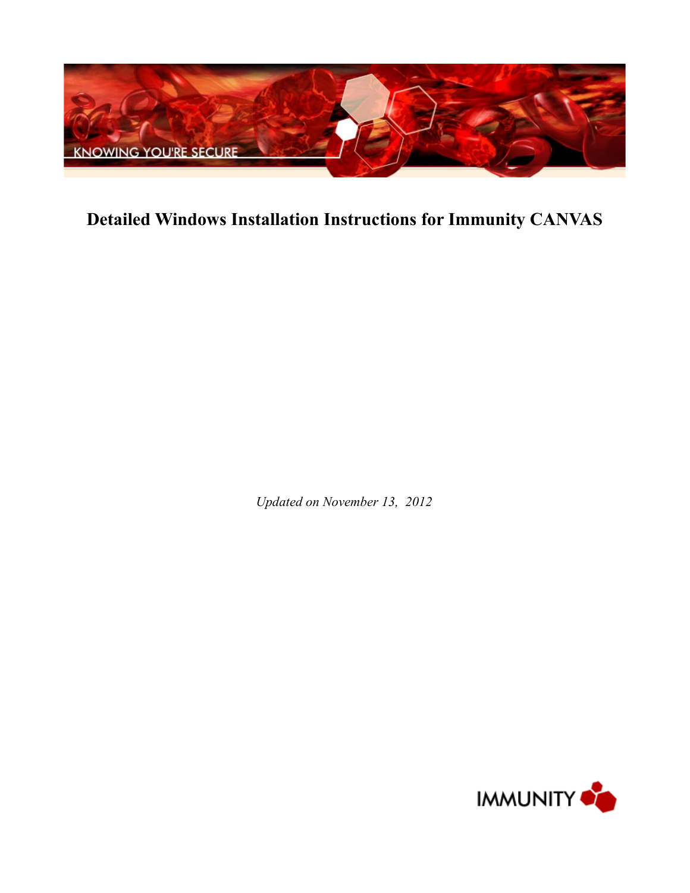# Detailed Windows Installation Instructions for Immunity CANVAS

*Updated on November 13, 2012*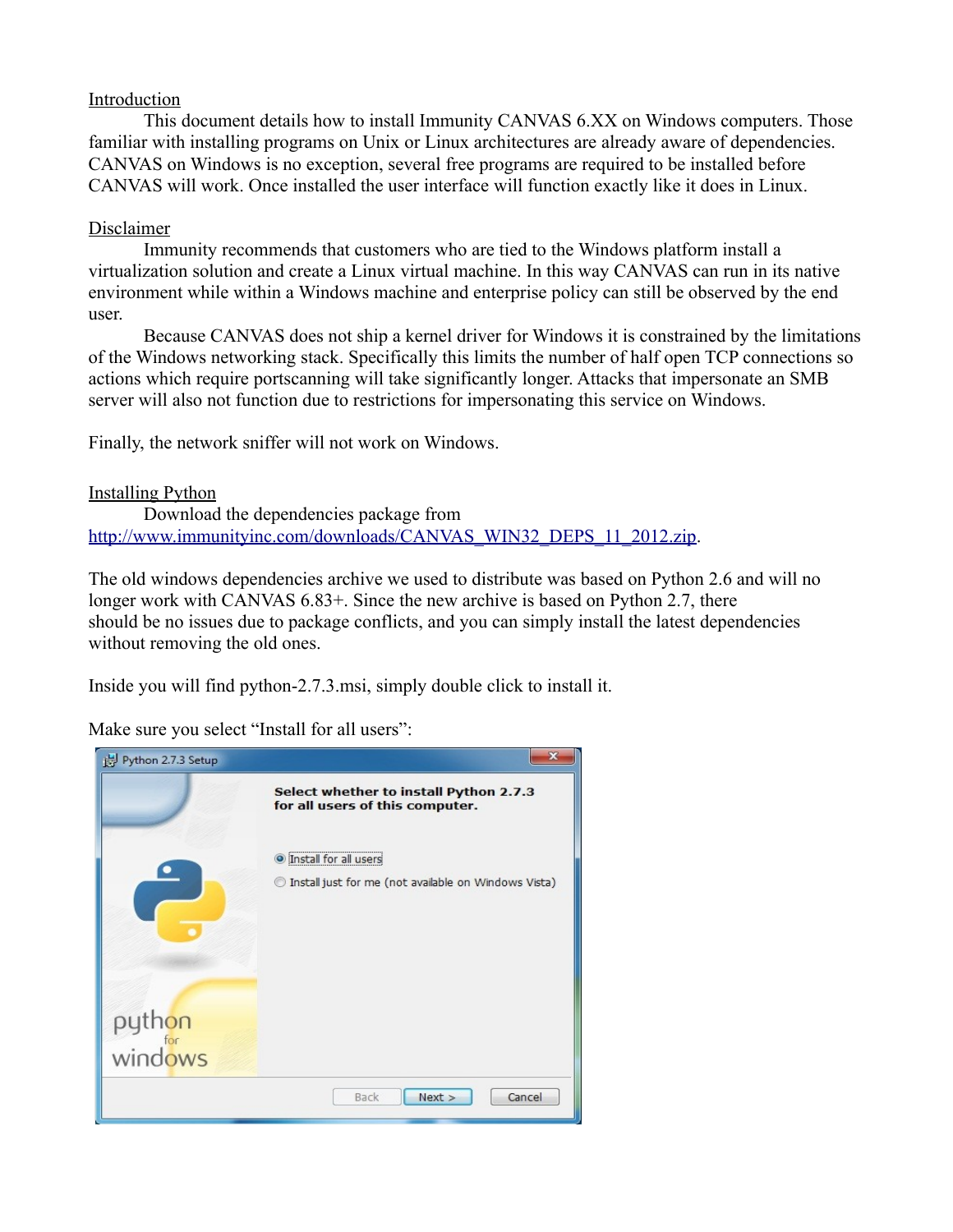## Introduction

This document details how to install Immunity CANVAS 6.XX on Windows computers. Those familiar with installing programs on Unix or Linux architectures are already aware of dependencies. CANVAS on Windows is no exception, several free programs are required to be installed before CANVAS will work. Once installed the user interface will function exactly like it does in Linux.

## Disclaimer

Immunity recommends that customers who are tied to the Windows platform install a virtualization solution and create a Linux virtual machine. In this way CANVAS can run in its native environment while within a Windows machine and enterprise policy can still be observed by the end user.

Because CANVAS does not ship a kernel driver for Windows it is constrained by the limitations of the Windows networking stack. Specifically this limits the number of half open TCP connections so actions which require portscanning will take significantly longer. Attacks that impersonate an SMB server will also not function due to restrictions for impersonating this service on Windows.

Finally, the network sniffer will not work on Windows.

## Installing Python

Download the dependencies package from http://www.immunityinc.com/downloads/CANVAS_WIN32_DEPS_11_2012.zip.

The old windows dependencies archive we used to distribute was based on Python 2.6 and will no longer work with CANVAS 6.83+. Since the new archive is based on Python 2.7, there should be no issues due to package conflicts, and you can simply install the latest dependencies without removing the old ones.

Inside you will find python-2.7.3.msi, simply double click to install it.

Make sure you select "Install for all users":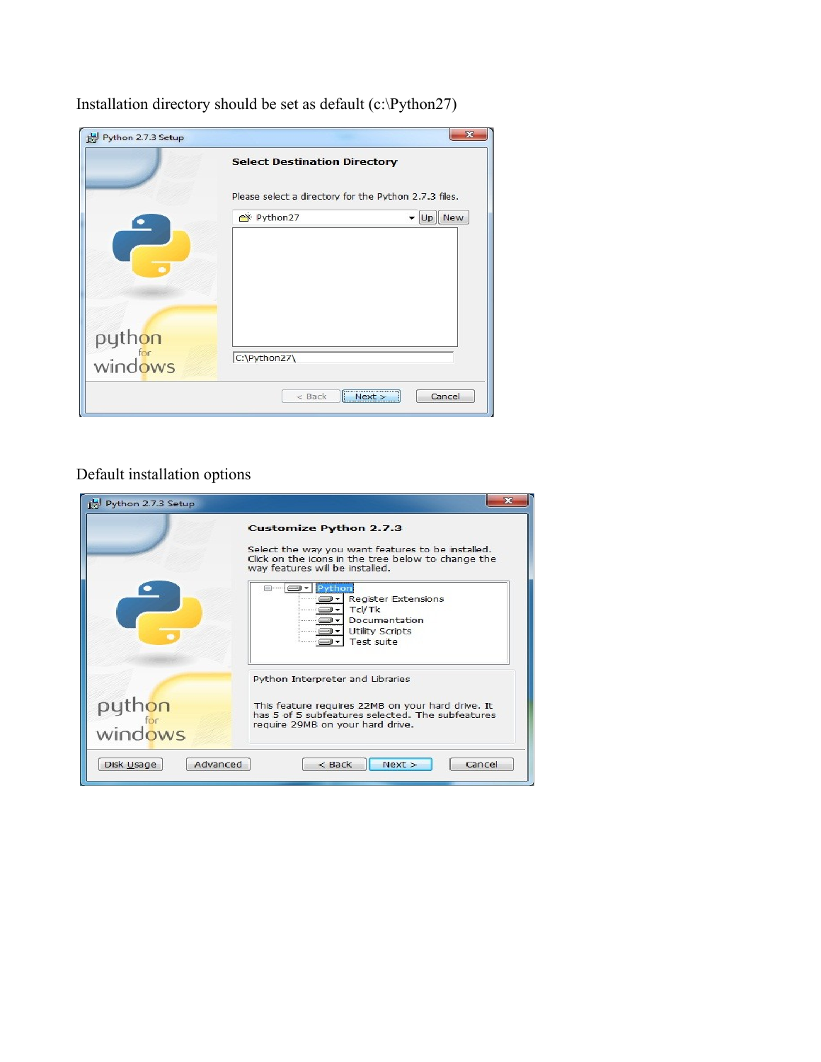Installation directory should be set as default (c:\Python27)

Default installation options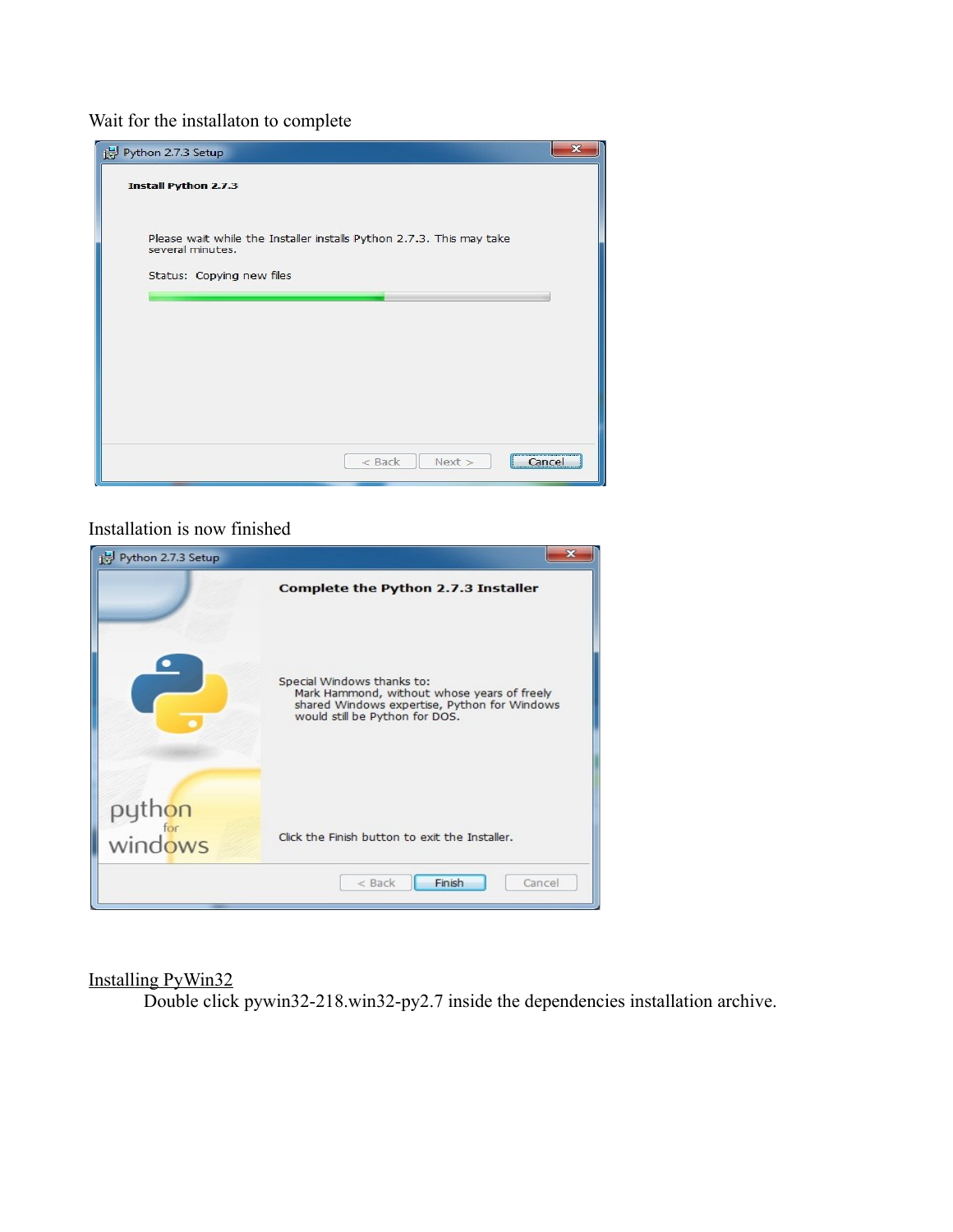Wait for the installaton to complete

Installation is now finished

Installing PyWin32

Double click pywin32-218.win32-py2.7 inside the dependencies installation archive.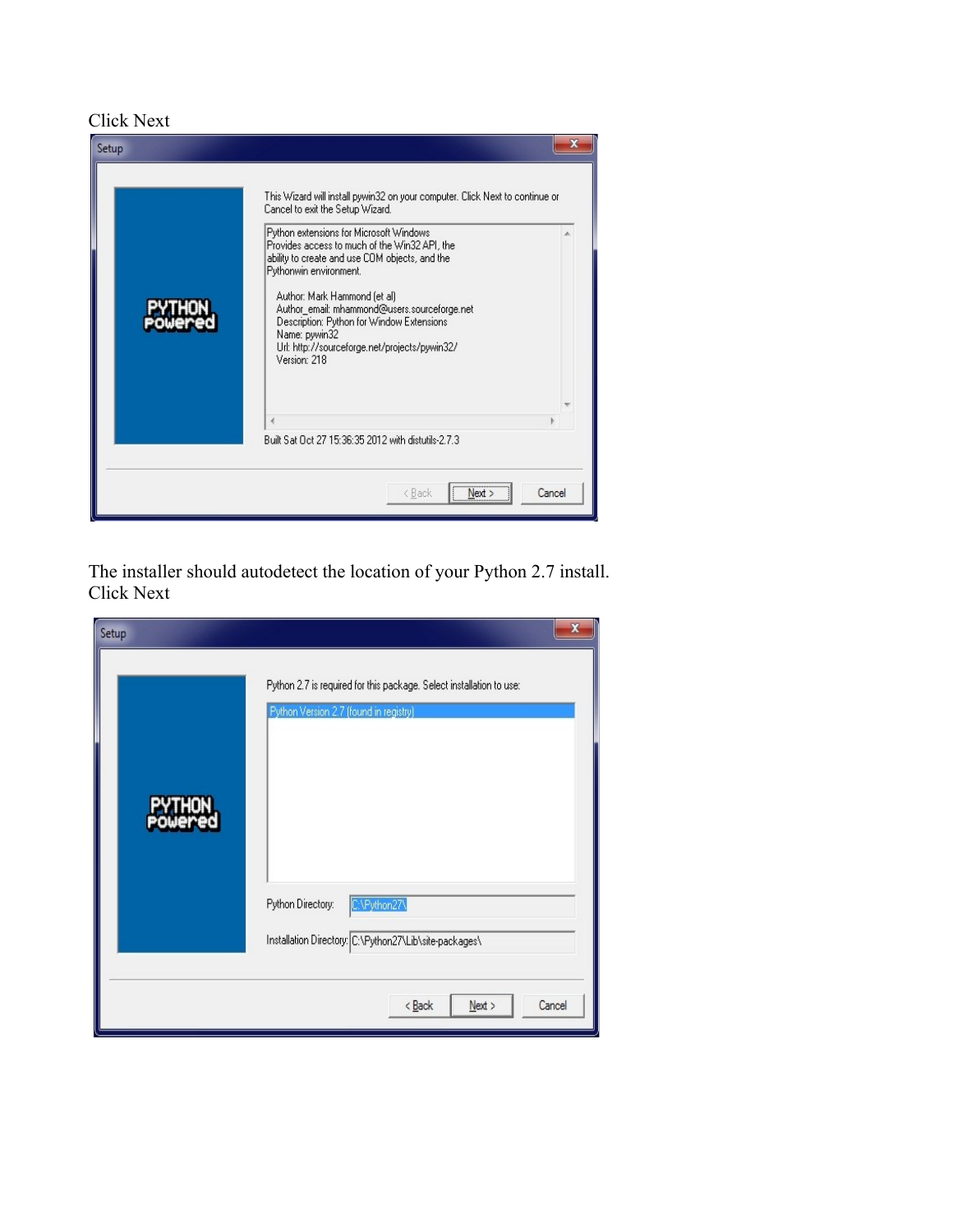Click Next

The installer should autodetect the location of your Python 2.7 install.
Click Next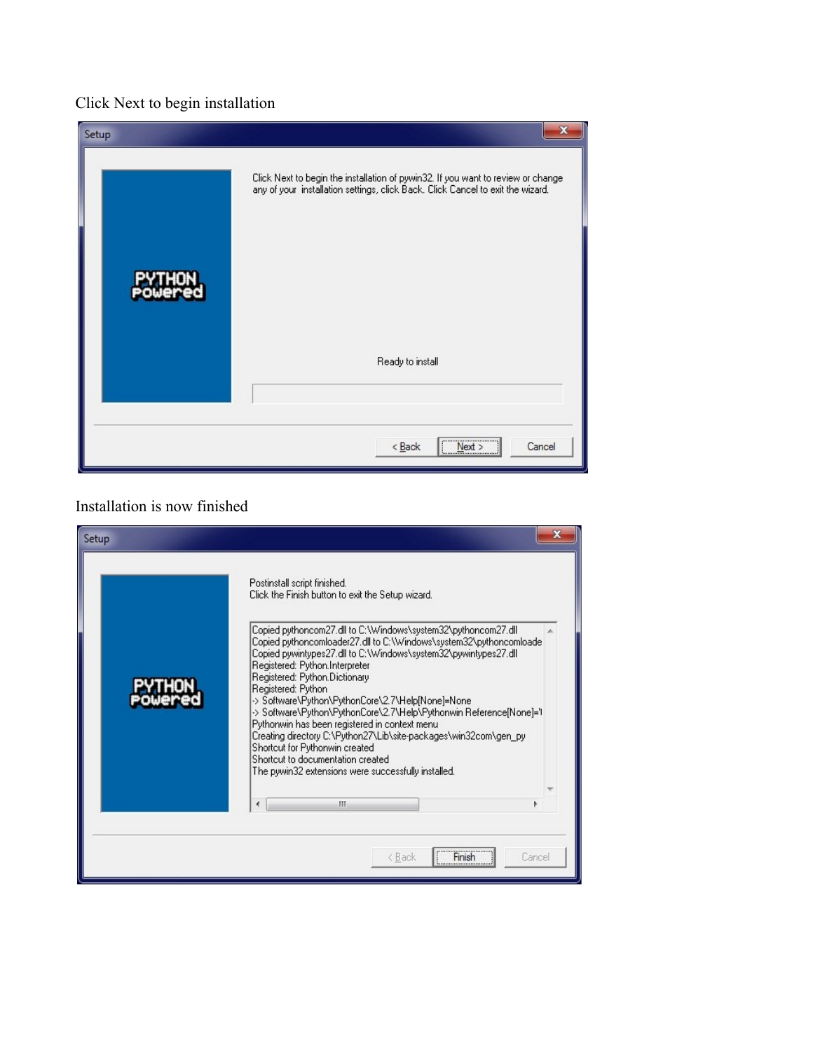Click Next to begin installation

Installation is now finished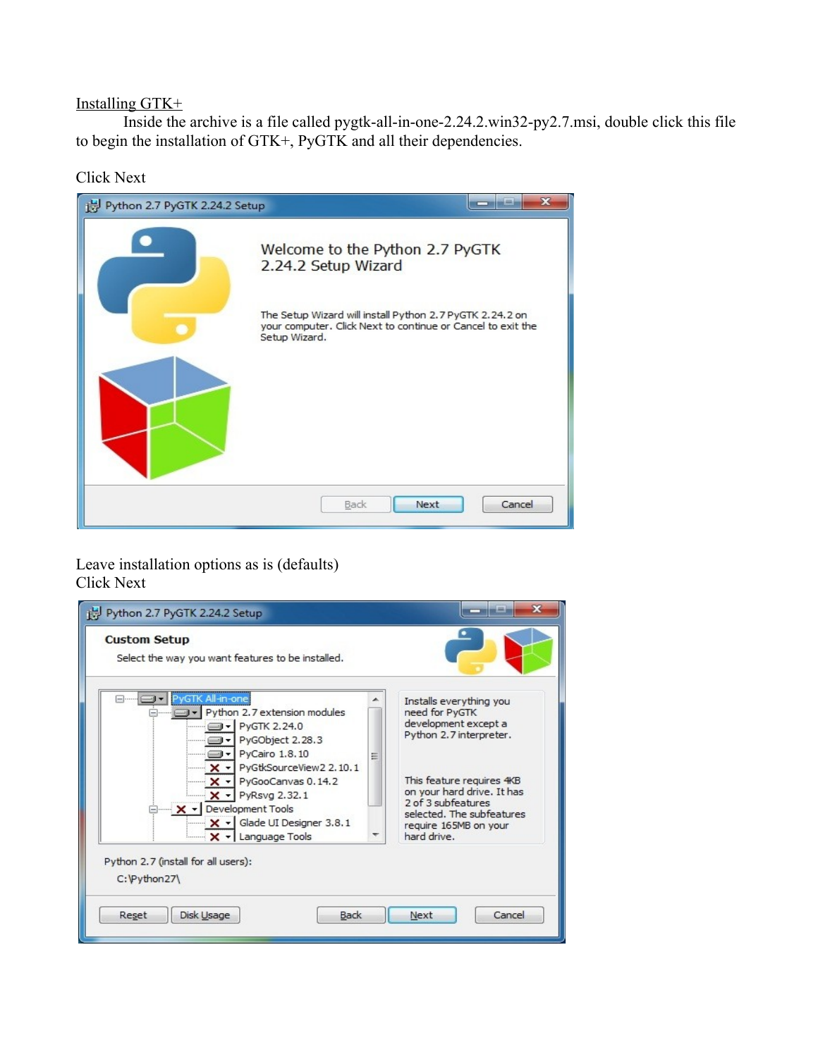Installing GTK+

Inside the archive is a file called pygtk-all-in-one-2.24.2.win32-py2.7.msi, double click this file to begin the installation of GTK+, PyGTK and all their dependencies.

Click Next

Leave installation options as is (defaults)
Click Next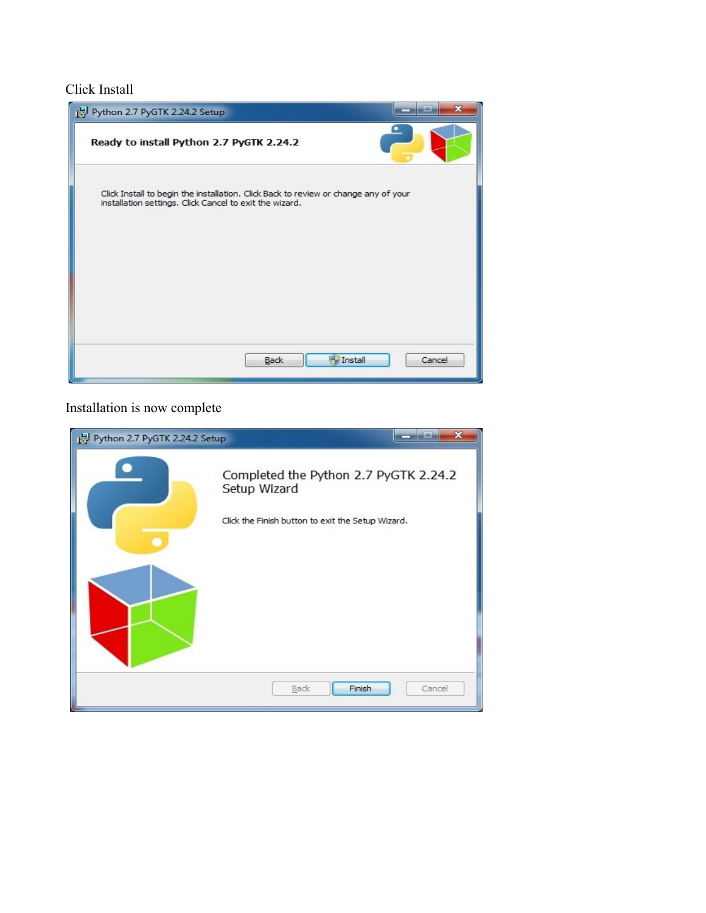Click Install

Installation is now complete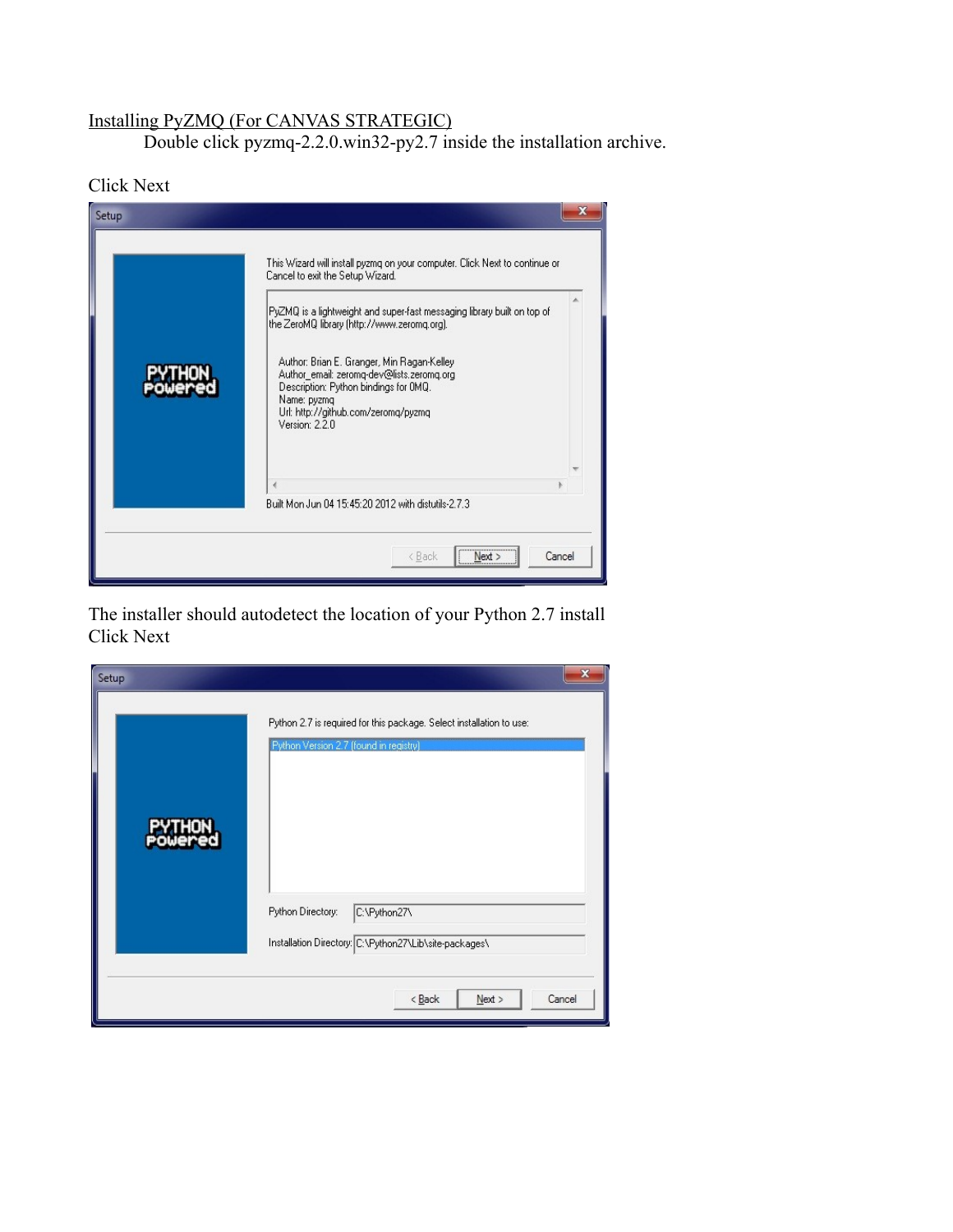Installing PyZMQ (For CANVAS STRATEGIC)

Double click pyzmq-2.2.0.win32-py2.7 inside the installation archive.

Click Next

The installer should autodetect the location of your Python 2.7 install

Click Next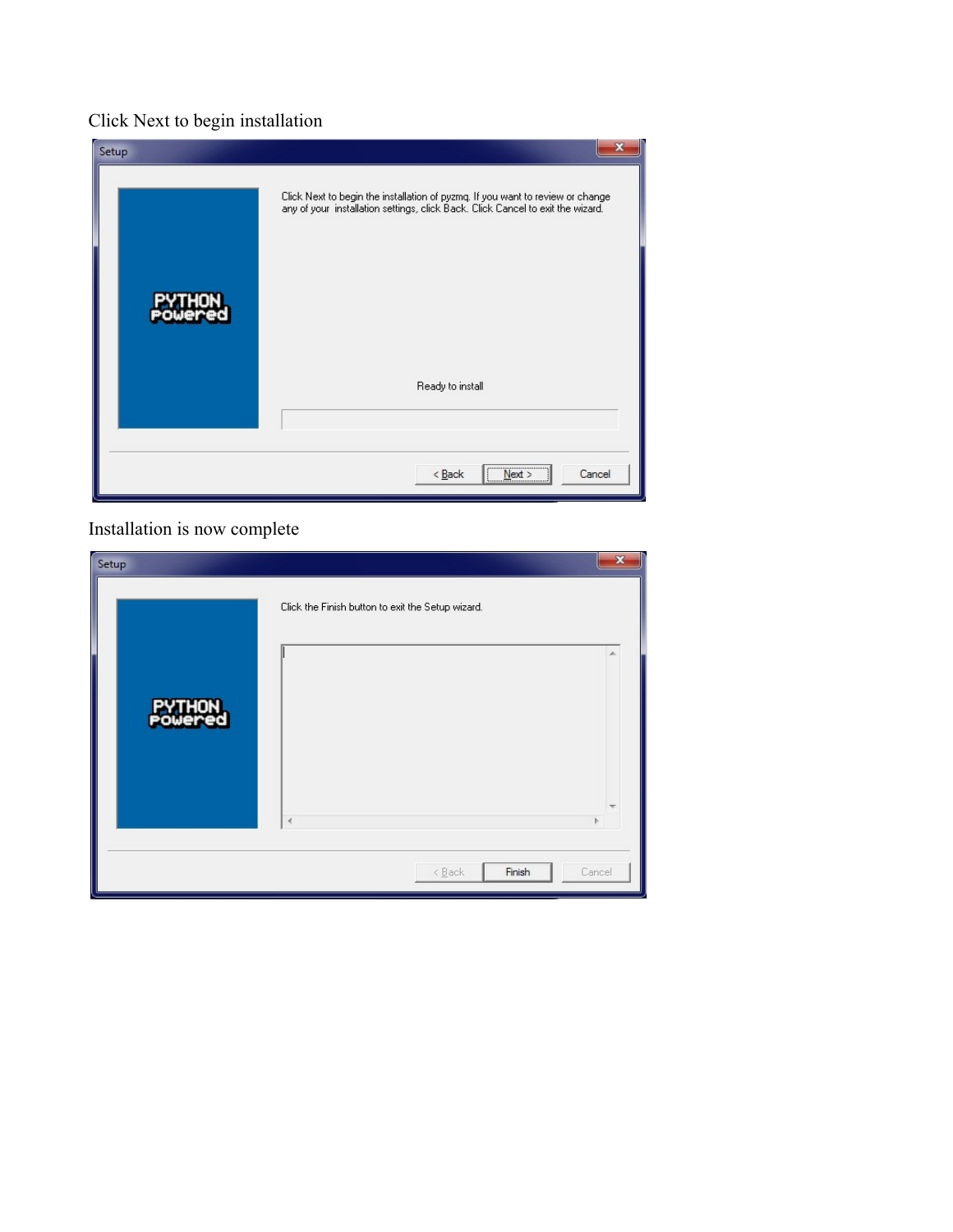Click Next to begin installation

Installation is now complete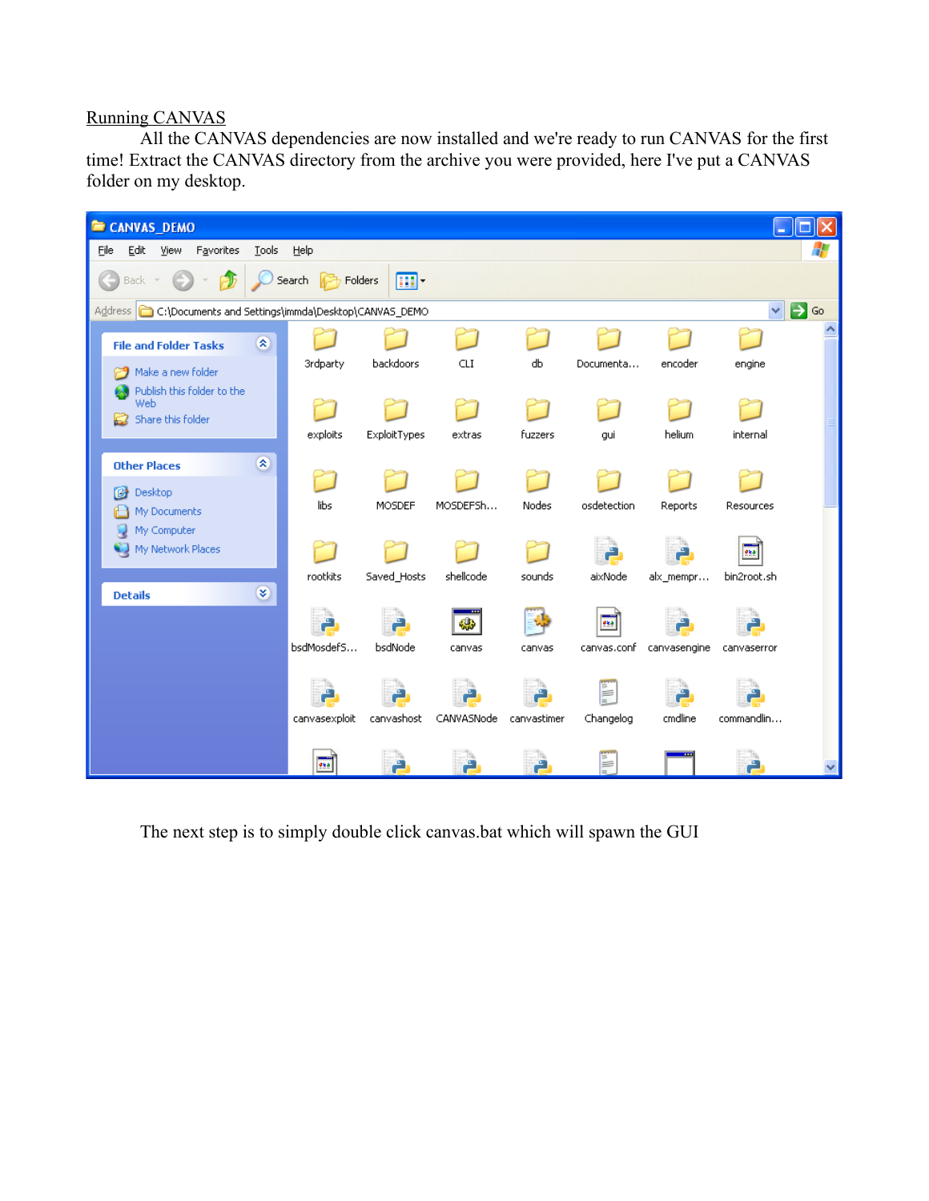Running CANVAS

All the CANVAS dependencies are now installed and we're ready to run CANVAS for the first time! Extract the CANVAS directory from the archive you were provided, here I've put a CANVAS folder on my desktop.

The next step is to simply double click canvas.bat which will spawn the GUI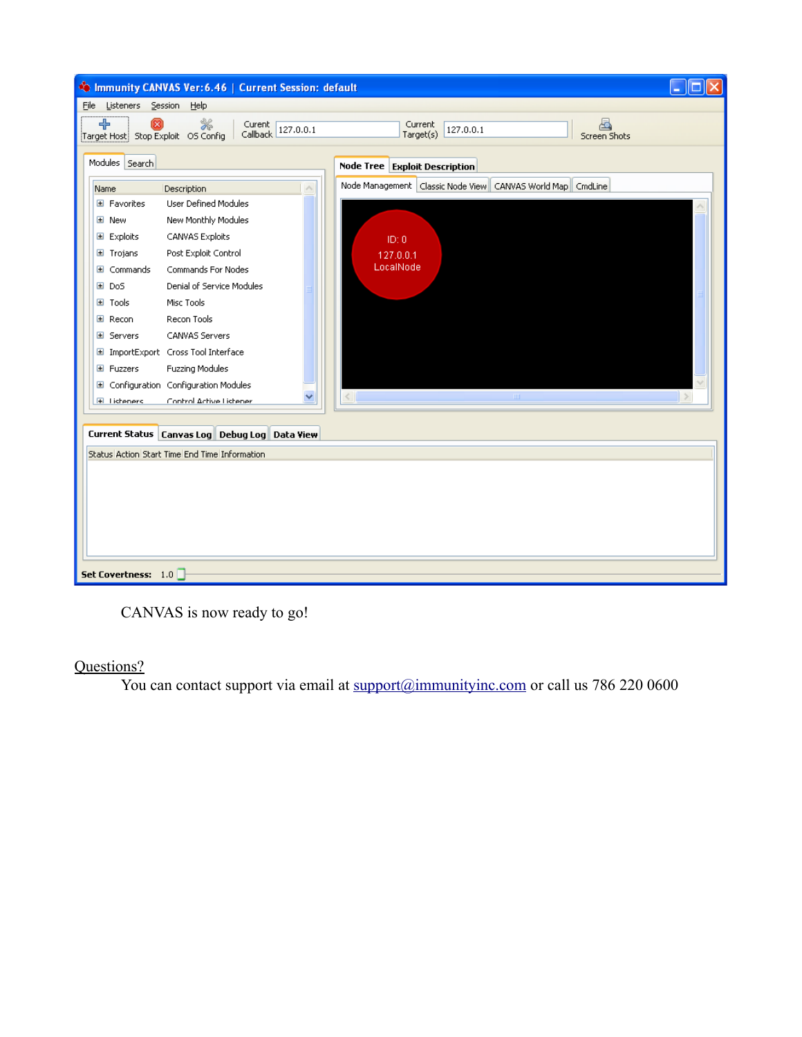CANVAS is now ready to go!

Questions?

You can contact support via email at support@immunityinc.com or call us 786 220 0600